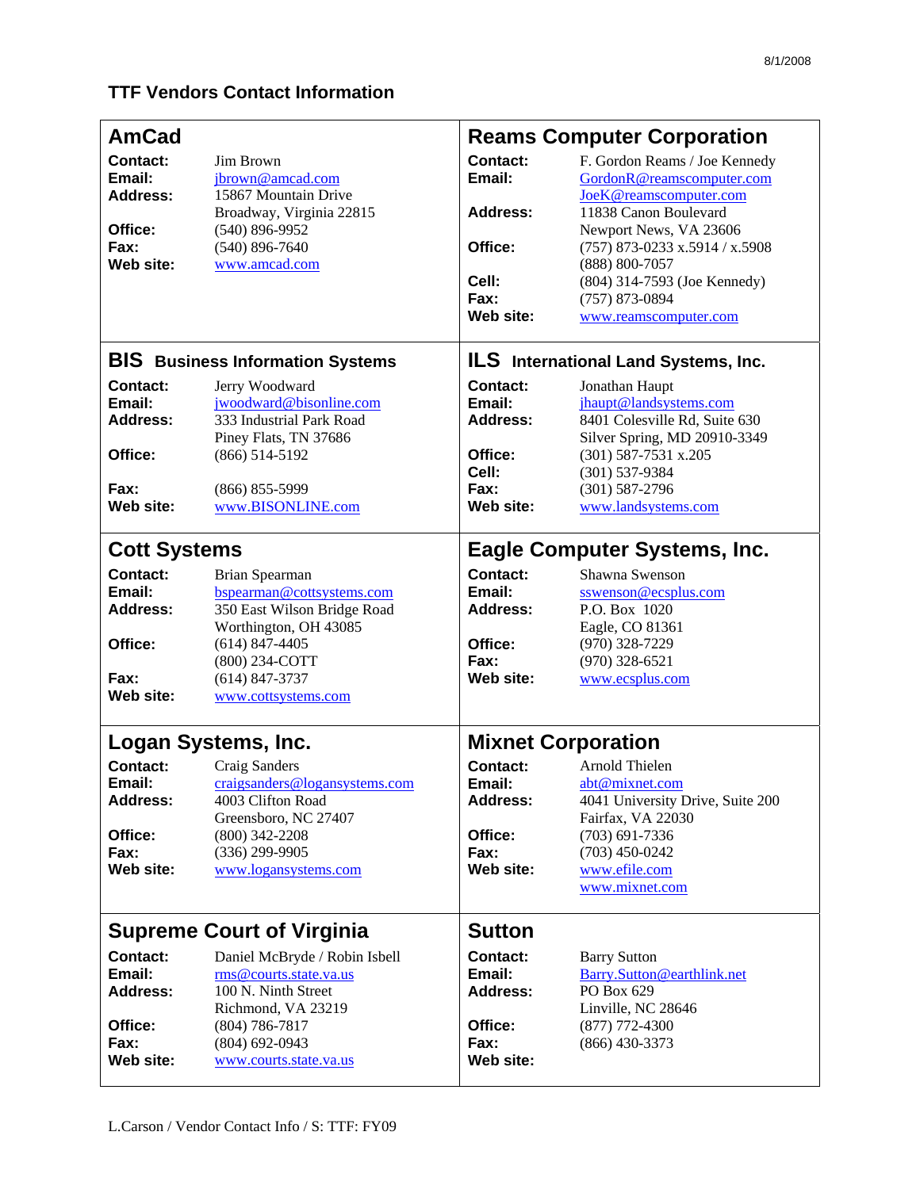8/1/2008

# TTF Vendors Contact Information

## AmCad

**Contact:** Jim Brown
**Email:** jbrown@amcad.com
**Address:** 15867 Mountain Drive
Broadway, Virginia 22815
**Office:** (540) 896-9952
**Fax:** (540) 896-7640
**Web site:** www.amcad.com

## Reams Computer Corporation

**Contact:** F. Gordon Reams / Joe Kennedy
**Email:** GordonR@reamscomputer.com
JoeK@reamscomputer.com
**Address:** 11838 Canon Boulevard
Newport News, VA 23606
**Office:** (757) 873-0233 x.5914 / x.5908
(888) 800-7057
**Cell:** (804) 314-7593 (Joe Kennedy)
**Fax:** (757) 873-0894
**Web site:** www.reamscomputer.com

## BIS Business Information Systems

**Contact:** Jerry Woodward
**Email:** jwoodward@bisonline.com
**Address:** 333 Industrial Park Road
Piney Flats, TN 37686
**Office:** (866) 514-5192
**Fax:** (866) 855-5999
**Web site:** www.BISONLINE.com

## ILS International Land Systems, Inc.

**Contact:** Jonathan Haupt
**Email:** jhaupt@landsystems.com
**Address:** 8401 Colesville Rd, Suite 630
Silver Spring, MD 20910-3349
**Office:** (301) 587-7531 x.205
**Cell:** (301) 537-9384
**Fax:** (301) 587-2796
**Web site:** www.landsystems.com

## Cott Systems

**Contact:** Brian Spearman
**Email:** bspearman@cottsystems.com
**Address:** 350 East Wilson Bridge Road
Worthington, OH 43085
**Office:** (614) 847-4405
(800) 234-COTT
**Fax:** (614) 847-3737
**Web site:** www.cottsystems.com

## Eagle Computer Systems, Inc.

**Contact:** Shawna Swenson
**Email:** sswenson@ecsplus.com
**Address:** P.O. Box 1020
Eagle, CO 81361
**Office:** (970) 328-7229
**Fax:** (970) 328-6521
**Web site:** www.ecsplus.com

## Logan Systems, Inc.

**Contact:** Craig Sanders
**Email:** craigsanders@logansystems.com
**Address:** 4003 Clifton Road
Greensboro, NC 27407
**Office:** (800) 342-2208
**Fax:** (336) 299-9905
**Web site:** www.logansystems.com

## Mixnet Corporation

**Contact:** Arnold Thielen
**Email:** abt@mixnet.com
**Address:** 4041 University Drive, Suite 200
Fairfax, VA 22030
**Office:** (703) 691-7336
**Fax:** (703) 450-0242
**Web site:** www.efile.com
www.mixnet.com

## Supreme Court of Virginia

**Contact:** Daniel McBryde / Robin Isbell
**Email:** rms@courts.state.va.us
**Address:** 100 N. Ninth Street
Richmond, VA 23219
**Office:** (804) 786-7817
**Fax:** (804) 692-0943
**Web site:** www.courts.state.va.us

## Sutton

**Contact:** Barry Sutton
**Email:** Barry.Sutton@earthlink.net
**Address:** PO Box 629
Linville, NC 28646
**Office:** (877) 772-4300
**Fax:** (866) 430-3373
**Web site:**

L.Carson / Vendor Contact Info / S: TTF: FY09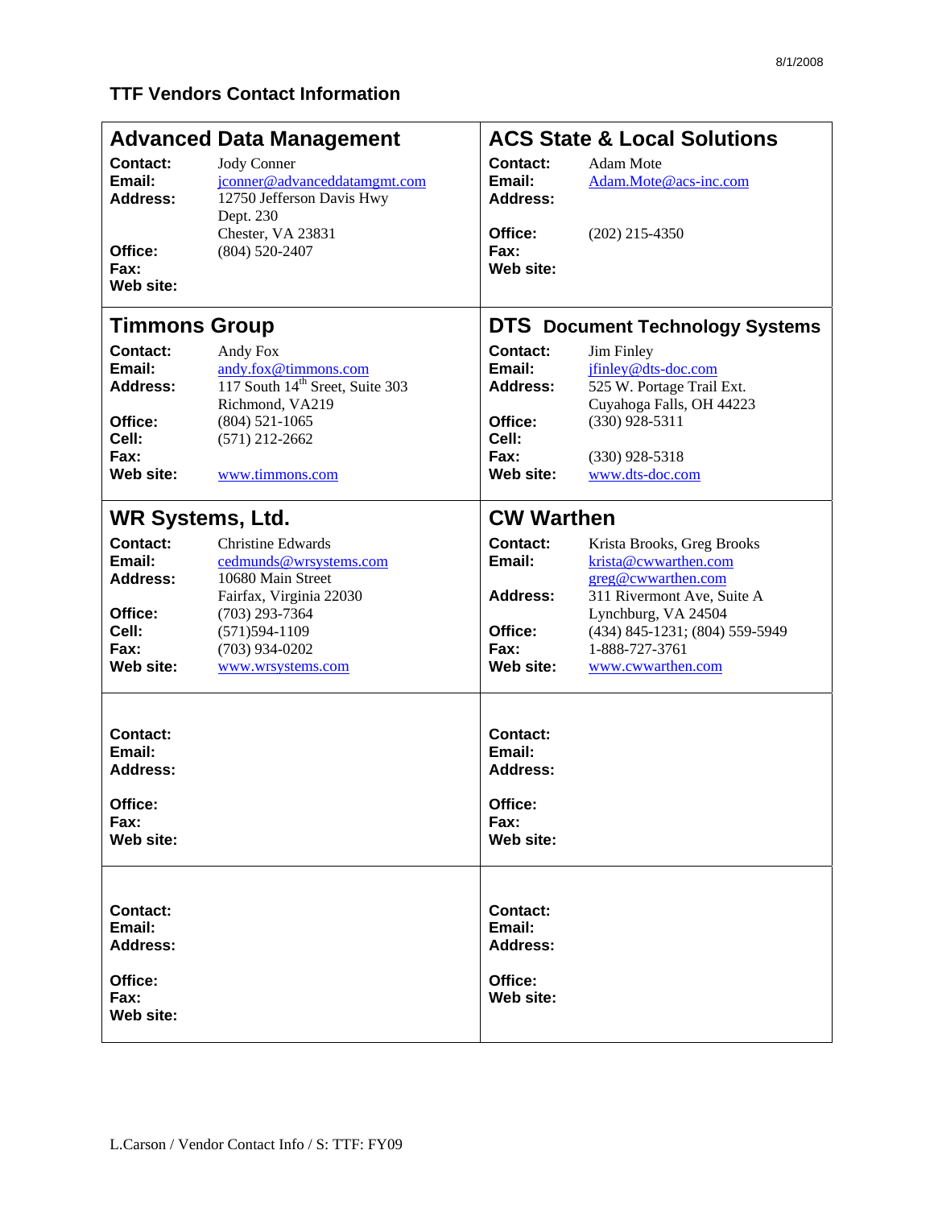8/1/2008

## TTF Vendors Contact Information

### Advanced Data Management

**Contact:** Jody Conner
**Email:** jconner@advanceddatamgmt.com
**Address:** 12750 Jefferson Davis Hwy
Dept. 230
Chester, VA 23831
**Office:** (804) 520-2407
**Fax:**
**Web site:**

### ACS State & Local Solutions

**Contact:** Adam Mote
**Email:** Adam.Mote@acs-inc.com
**Address:**
**Office:** (202) 215-4350
**Fax:**
**Web site:**

### Timmons Group

**Contact:** Andy Fox
**Email:** andy.fox@timmons.com
**Address:** 117 South 14th Sreet, Suite 303
Richmond, VA219
**Office:** (804) 521-1065
**Cell:** (571) 212-2662
**Fax:**
**Web site:** www.timmons.com

### DTS Document Technology Systems

**Contact:** Jim Finley
**Email:** jfinley@dts-doc.com
**Address:** 525 W. Portage Trail Ext.
Cuyahoga Falls, OH 44223
**Office:** (330) 928-5311
**Cell:**
**Fax:** (330) 928-5318
**Web site:** www.dts-doc.com

### WR Systems, Ltd.

**Contact:** Christine Edwards
**Email:** cedmunds@wrsystems.com
**Address:** 10680 Main Street
Fairfax, Virginia 22030
**Office:** (703) 293-7364
**Cell:** (571)594-1109
**Fax:** (703) 934-0202
**Web site:** www.wrsystems.com

### CW Warthen

**Contact:** Krista Brooks, Greg Brooks
**Email:** krista@cwwarthen.com
greg@cwwarthen.com
**Address:** 311 Rivermont Ave, Suite A
Lynchburg, VA 24504
**Office:** (434) 845-1231; (804) 559-5949
**Fax:** 1-888-727-3761
**Web site:** www.cwwarthen.com

---

**Contact:**
**Email:**
**Address:**
**Office:**
**Fax:**
**Web site:**

---

**Contact:**
**Email:**
**Address:**
**Office:**
**Fax:**
**Web site:**

---

**Contact:**
**Email:**
**Address:**
**Office:**
**Fax:**
**Web site:**

---

**Contact:**
**Email:**
**Address:**
**Office:**
**Web site:**

L.Carson / Vendor Contact Info / S: TTF: FY09